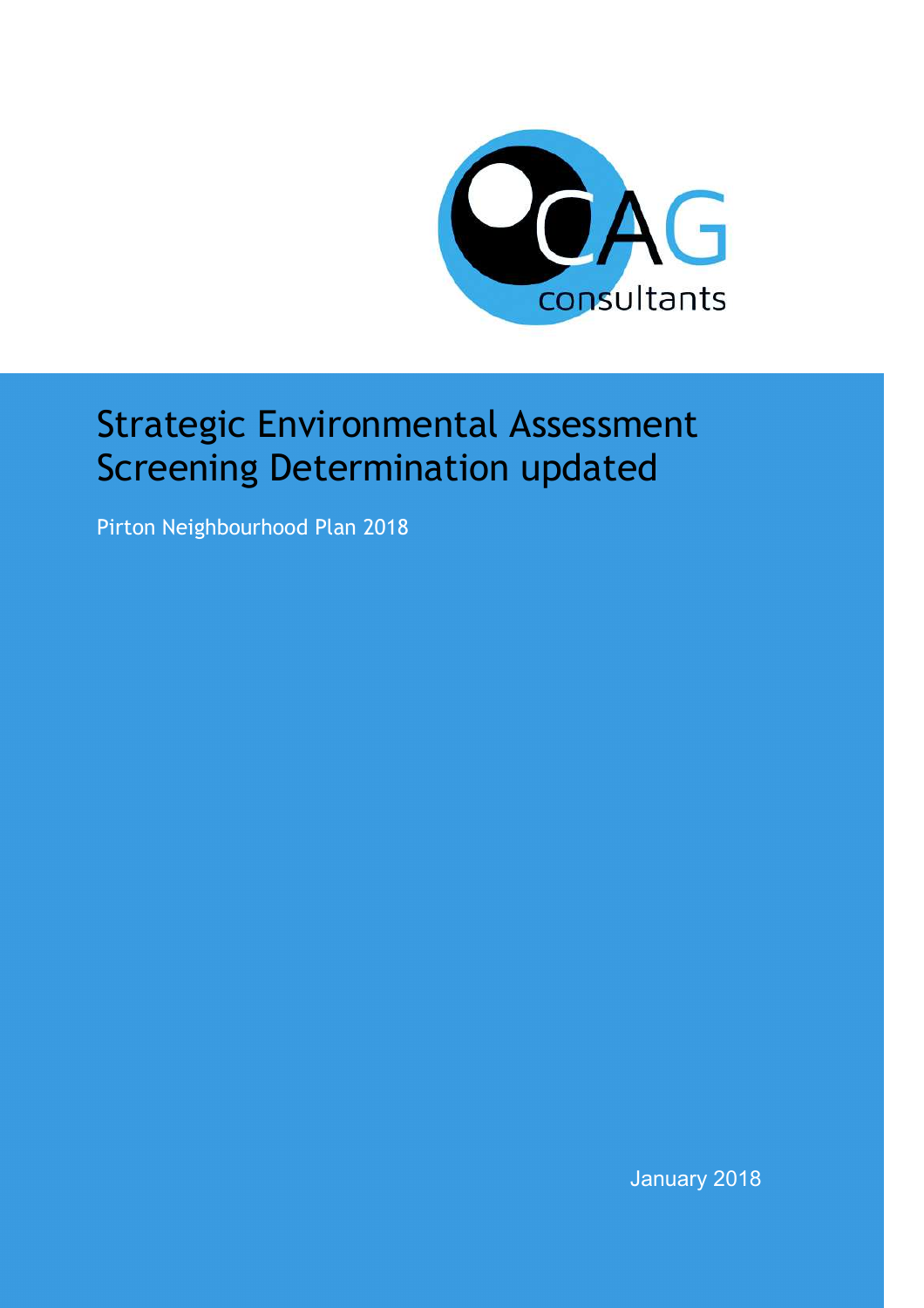CAG consultants

# Strategic Environmental Assessment Screening Determination updated

Pirton Neighbourhood Plan 2018

January 2018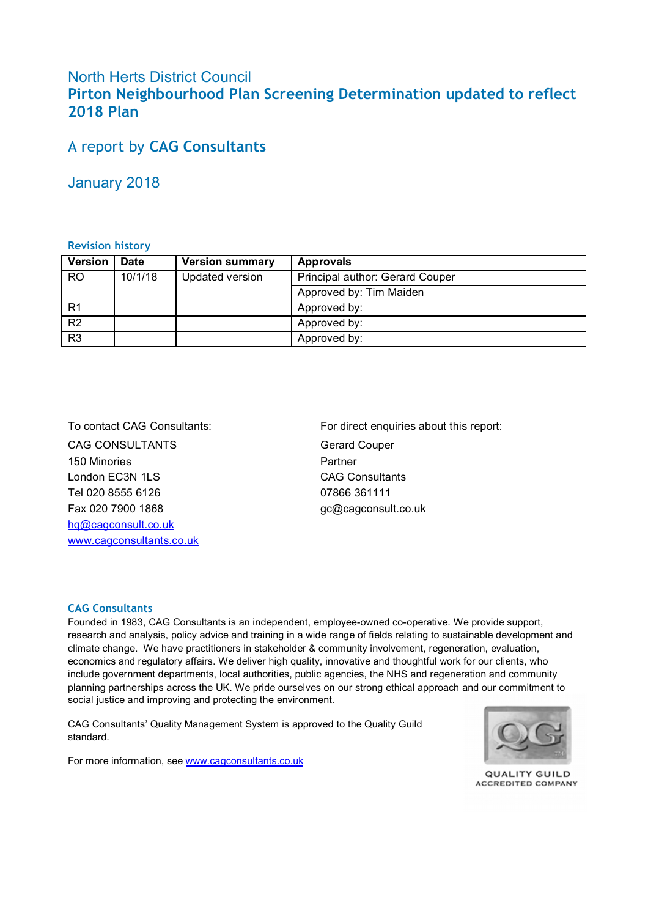# North Herts District Council
## Pirton Neighbourhood Plan Screening Determination updated to reflect 2018 Plan

## A report by **CAG Consultants**

## January 2018

### Revision history

| Version | Date | Version summary | Approvals |
|---|---|---|---|
| RO | 10/1/18 | Updated version | Principal author: Gerard Couper |
| | | | Approved by: Tim Maiden |
| R1 | | | Approved by: |
| R2 | | | Approved by: |
| R3 | | | Approved by: |

To contact CAG Consultants:

CAG CONSULTANTS
150 Minories
London EC3N 1LS
Tel 020 8555 6126
Fax 020 7900 1868
hq@cagconsult.co.uk
www.cagconsultants.co.uk

For direct enquiries about this report:

Gerard Couper
Partner
CAG Consultants
07866 361111
gc@cagconsult.co.uk

### CAG Consultants

Founded in 1983, CAG Consultants is an independent, employee-owned co-operative. We provide support, research and analysis, policy advice and training in a wide range of fields relating to sustainable development and climate change. We have practitioners in stakeholder & community involvement, regeneration, evaluation, economics and regulatory affairs. We deliver high quality, innovative and thoughtful work for our clients, who include government departments, local authorities, public agencies, the NHS and regeneration and community planning partnerships across the UK. We pride ourselves on our strong ethical approach and our commitment to social justice and improving and protecting the environment.

CAG Consultants' Quality Management System is approved to the Quality Guild standard.

For more information, see www.cagconsultants.co.uk

QUALITY GUILD
ACCREDITED COMPANY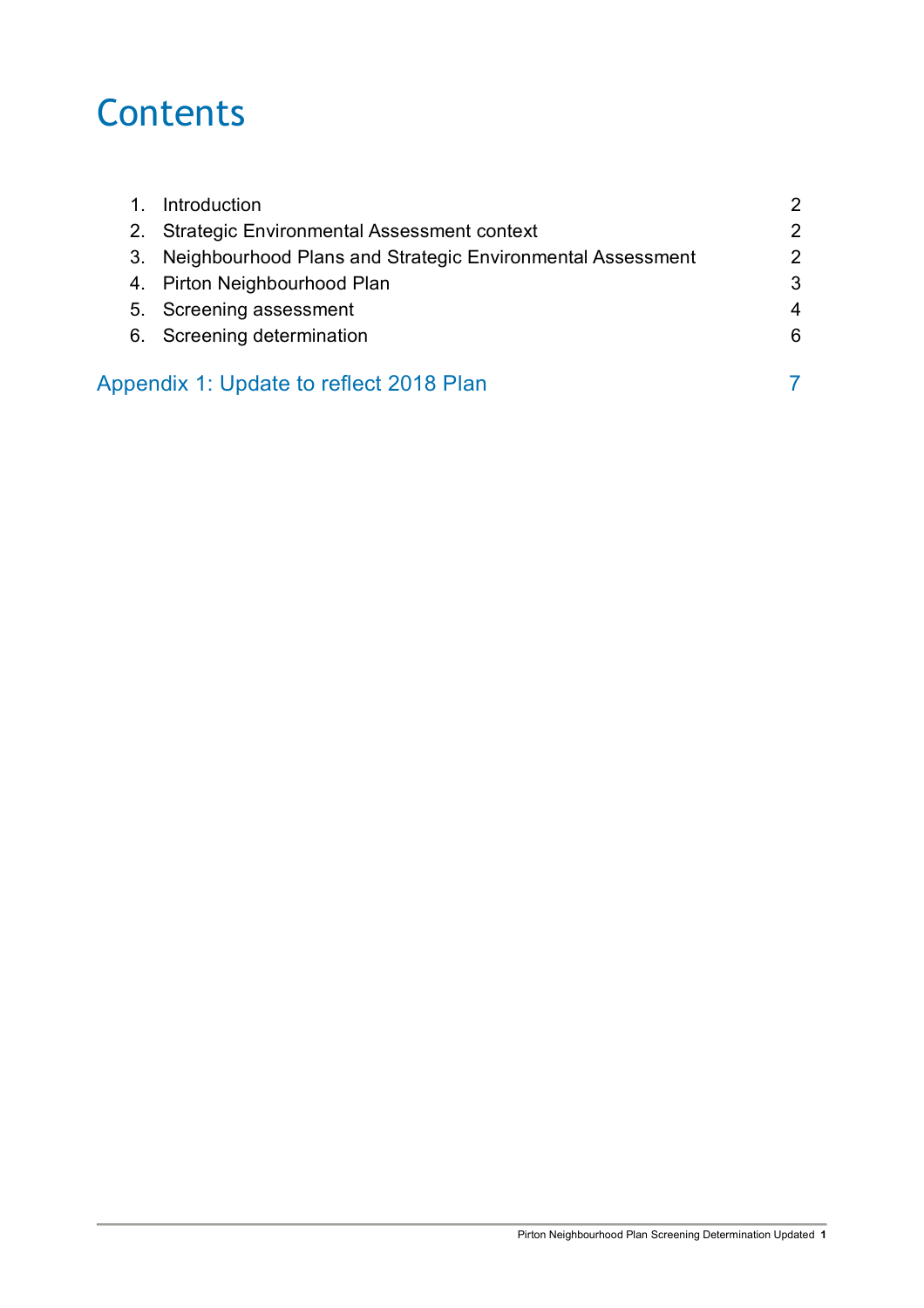# Contents

| | | |
|---|---|---|
| 1. | Introduction | 2 |
| 2. | Strategic Environmental Assessment context | 2 |
| 3. | Neighbourhood Plans and Strategic Environmental Assessment | 2 |
| 4. | Pirton Neighbourhood Plan | 3 |
| 5. | Screening assessment | 4 |
| 6. | Screening determination | 6 |

Appendix 1: Update to reflect 2018 Plan 7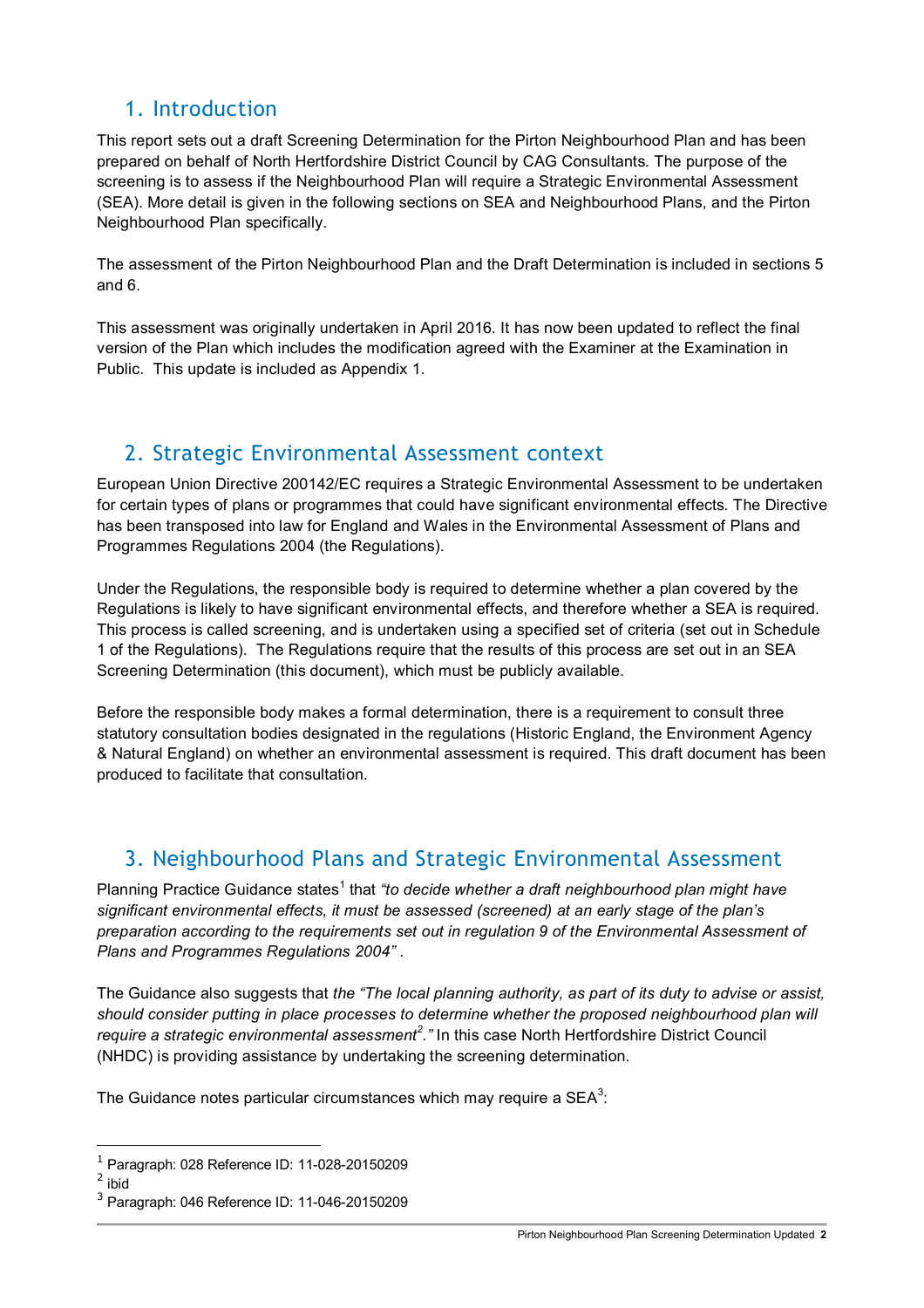## 1. Introduction

This report sets out a draft Screening Determination for the Pirton Neighbourhood Plan and has been prepared on behalf of North Hertfordshire District Council by CAG Consultants. The purpose of the screening is to assess if the Neighbourhood Plan will require a Strategic Environmental Assessment (SEA). More detail is given in the following sections on SEA and Neighbourhood Plans, and the Pirton Neighbourhood Plan specifically.

The assessment of the Pirton Neighbourhood Plan and the Draft Determination is included in sections 5 and 6.

This assessment was originally undertaken in April 2016. It has now been updated to reflect the final version of the Plan which includes the modification agreed with the Examiner at the Examination in Public. This update is included as Appendix 1.

## 2. Strategic Environmental Assessment context

European Union Directive 200142/EC requires a Strategic Environmental Assessment to be undertaken for certain types of plans or programmes that could have significant environmental effects. The Directive has been transposed into law for England and Wales in the Environmental Assessment of Plans and Programmes Regulations 2004 (the Regulations).

Under the Regulations, the responsible body is required to determine whether a plan covered by the Regulations is likely to have significant environmental effects, and therefore whether a SEA is required. This process is called screening, and is undertaken using a specified set of criteria (set out in Schedule 1 of the Regulations). The Regulations require that the results of this process are set out in an SEA Screening Determination (this document), which must be publicly available.

Before the responsible body makes a formal determination, there is a requirement to consult three statutory consultation bodies designated in the regulations (Historic England, the Environment Agency & Natural England) on whether an environmental assessment is required. This draft document has been produced to facilitate that consultation.

## 3. Neighbourhood Plans and Strategic Environmental Assessment

Planning Practice Guidance states[1] that *"to decide whether a draft neighbourhood plan might have significant environmental effects, it must be assessed (screened) at an early stage of the plan's preparation according to the requirements set out in regulation 9 of the Environmental Assessment of Plans and Programmes Regulations 2004"* .

The Guidance also suggests that *the "The local planning authority, as part of its duty to advise or assist, should consider putting in place processes to determine whether the proposed neighbourhood plan will require a strategic environmental assessment[2]."* In this case North Hertfordshire District Council (NHDC) is providing assistance by undertaking the screening determination.

The Guidance notes particular circumstances which may require a SEA[3]:

---

[1] Paragraph: 028 Reference ID: 11-028-20150209

[2] ibid

[3] Paragraph: 046 Reference ID: 11-046-20150209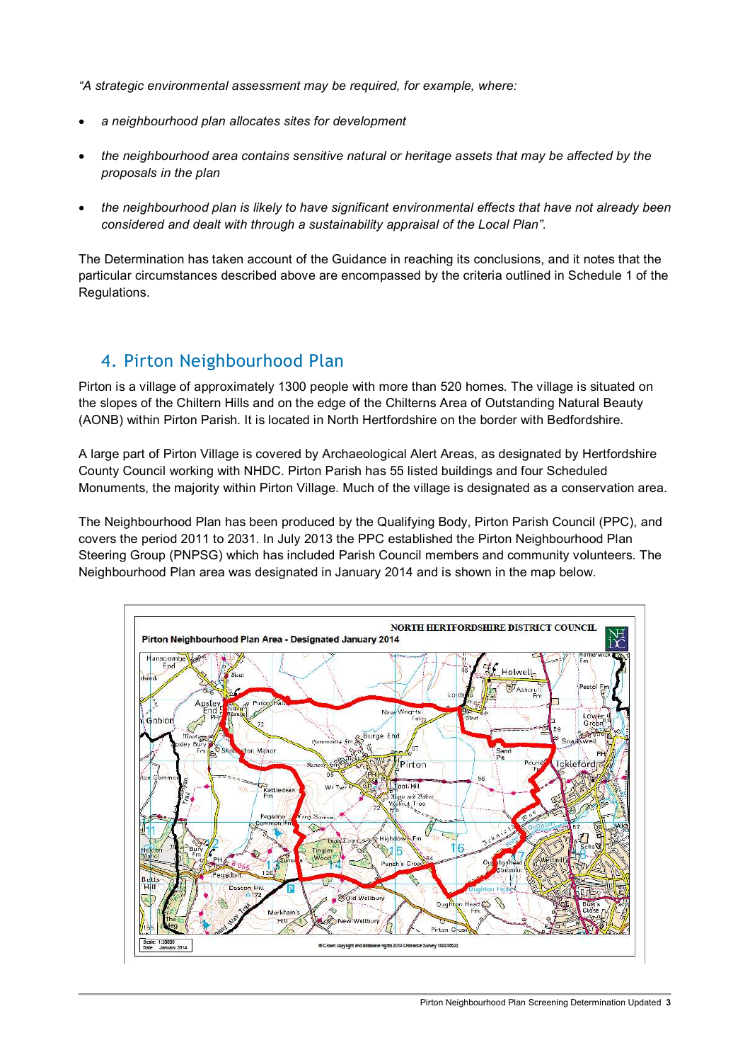*"A strategic environmental assessment may be required, for example, where:*

- *a neighbourhood plan allocates sites for development*
- *the neighbourhood area contains sensitive natural or heritage assets that may be affected by the proposals in the plan*
- *the neighbourhood plan is likely to have significant environmental effects that have not already been considered and dealt with through a sustainability appraisal of the Local Plan".*

The Determination has taken account of the Guidance in reaching its conclusions, and it notes that the particular circumstances described above are encompassed by the criteria outlined in Schedule 1 of the Regulations.

## 4. Pirton Neighbourhood Plan

Pirton is a village of approximately 1300 people with more than 520 homes. The village is situated on the slopes of the Chiltern Hills and on the edge of the Chilterns Area of Outstanding Natural Beauty (AONB) within Pirton Parish. It is located in North Hertfordshire on the border with Bedfordshire.

A large part of Pirton Village is covered by Archaeological Alert Areas, as designated by Hertfordshire County Council working with NHDC. Pirton Parish has 55 listed buildings and four Scheduled Monuments, the majority within Pirton Village. Much of the village is designated as a conservation area.

The Neighbourhood Plan has been produced by the Qualifying Body, Pirton Parish Council (PPC), and covers the period 2011 to 2031. In July 2013 the PPC established the Pirton Neighbourhood Plan Steering Group (PNPSG) which has included Parish Council members and community volunteers. The Neighbourhood Plan area was designated in January 2014 and is shown in the map below.

NORTH HERTFORDSHIRE DISTRICT COUNCIL

Pirton Neighbourhood Plan Area - Designated January 2014

Scale: 1:30000
Date: January 2014

© Crown copyright and database rights 2014 Ordnance Survey 100018622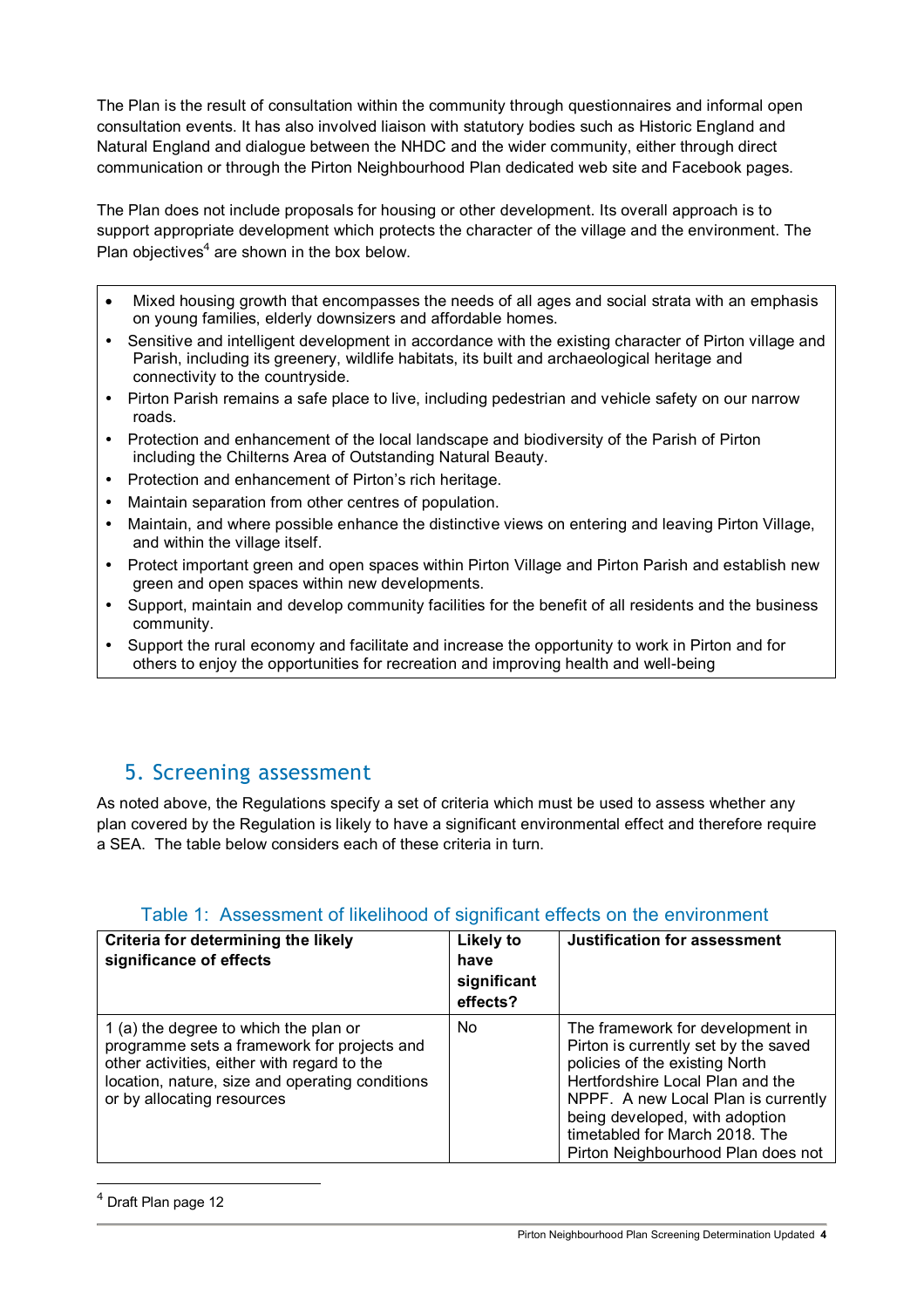The Plan is the result of consultation within the community through questionnaires and informal open consultation events. It has also involved liaison with statutory bodies such as Historic England and Natural England and dialogue between the NHDC and the wider community, either through direct communication or through the Pirton Neighbourhood Plan dedicated web site and Facebook pages.

The Plan does not include proposals for housing or other development. Its overall approach is to support appropriate development which protects the character of the village and the environment. The Plan objectives[4] are shown in the box below.

- Mixed housing growth that encompasses the needs of all ages and social strata with an emphasis on young families, elderly downsizers and affordable homes.
- Sensitive and intelligent development in accordance with the existing character of Pirton village and Parish, including its greenery, wildlife habitats, its built and archaeological heritage and connectivity to the countryside.
- Pirton Parish remains a safe place to live, including pedestrian and vehicle safety on our narrow roads.
- Protection and enhancement of the local landscape and biodiversity of the Parish of Pirton including the Chilterns Area of Outstanding Natural Beauty.
- Protection and enhancement of Pirton's rich heritage.
- Maintain separation from other centres of population.
- Maintain, and where possible enhance the distinctive views on entering and leaving Pirton Village, and within the village itself.
- Protect important green and open spaces within Pirton Village and Pirton Parish and establish new green and open spaces within new developments.
- Support, maintain and develop community facilities for the benefit of all residents and the business community.
- Support the rural economy and facilitate and increase the opportunity to work in Pirton and for others to enjoy the opportunities for recreation and improving health and well-being

## 5. Screening assessment

As noted above, the Regulations specify a set of criteria which must be used to assess whether any plan covered by the Regulation is likely to have a significant environmental effect and therefore require a SEA. The table below considers each of these criteria in turn.

### Table 1: Assessment of likelihood of significant effects on the environment

| Criteria for determining the likely significance of effects | Likely to have significant effects? | Justification for assessment |
|---|---|---|
| 1 (a) the degree to which the plan or programme sets a framework for projects and other activities, either with regard to the location, nature, size and operating conditions or by allocating resources | No | The framework for development in Pirton is currently set by the saved policies of the existing North Hertfordshire Local Plan and the NPPF. A new Local Plan is currently being developed, with adoption timetabled for March 2018. The Pirton Neighbourhood Plan does not |

[4] Draft Plan page 12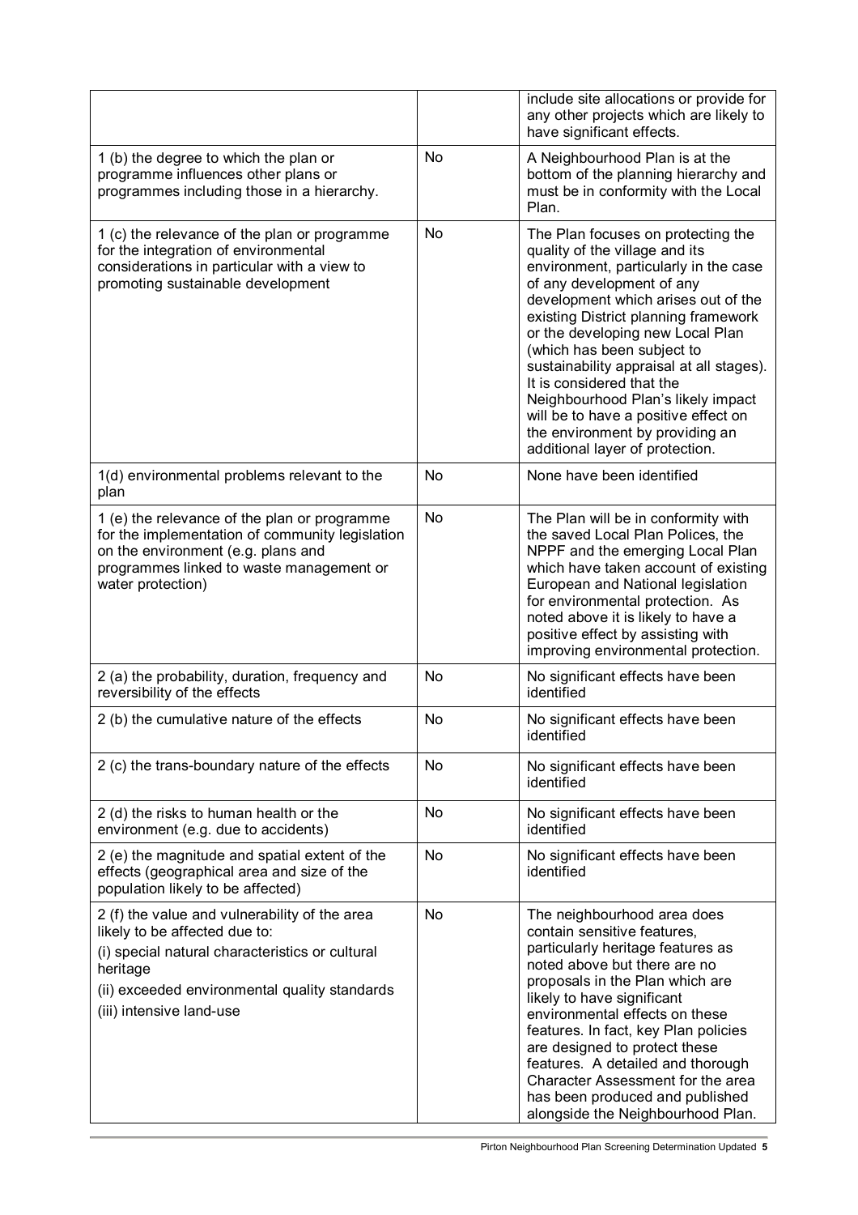| | | |
|---|---|---|
| | | include site allocations or provide for any other projects which are likely to have significant effects. |
| 1 (b) the degree to which the plan or programme influences other plans or programmes including those in a hierarchy. | No | A Neighbourhood Plan is at the bottom of the planning hierarchy and must be in conformity with the Local Plan. |
| 1 (c) the relevance of the plan or programme for the integration of environmental considerations in particular with a view to promoting sustainable development | No | The Plan focuses on protecting the quality of the village and its environment, particularly in the case of any development of any development which arises out of the existing District planning framework or the developing new Local Plan (which has been subject to sustainability appraisal at all stages). It is considered that the Neighbourhood Plan's likely impact will be to have a positive effect on the environment by providing an additional layer of protection. |
| 1(d) environmental problems relevant to the plan | No | None have been identified |
| 1 (e) the relevance of the plan or programme for the implementation of community legislation on the environment (e.g. plans and programmes linked to waste management or water protection) | No | The Plan will be in conformity with the saved Local Plan Polices, the NPPF and the emerging Local Plan which have taken account of existing European and National legislation for environmental protection. As noted above it is likely to have a positive effect by assisting with improving environmental protection. |
| 2 (a) the probability, duration, frequency and reversibility of the effects | No | No significant effects have been identified |
| 2 (b) the cumulative nature of the effects | No | No significant effects have been identified |
| 2 (c) the trans-boundary nature of the effects | No | No significant effects have been identified |
| 2 (d) the risks to human health or the environment (e.g. due to accidents) | No | No significant effects have been identified |
| 2 (e) the magnitude and spatial extent of the effects (geographical area and size of the population likely to be affected) | No | No significant effects have been identified |
| 2 (f) the value and vulnerability of the area likely to be affected due to:<br>(i) special natural characteristics or cultural heritage<br>(ii) exceeded environmental quality standards<br>(iii) intensive land-use | No | The neighbourhood area does contain sensitive features, particularly heritage features as noted above but there are no proposals in the Plan which are likely to have significant environmental effects on these features. In fact, key Plan policies are designed to protect these features. A detailed and thorough Character Assessment for the area has been produced and published alongside the Neighbourhood Plan. |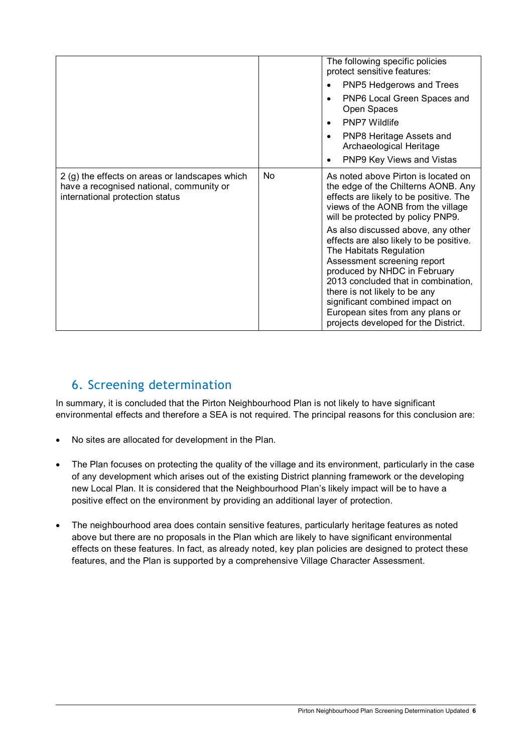| | | |
|---|---|---|
| | | The following specific policies protect sensitive features:<br>• PNP5 Hedgerows and Trees<br>• PNP6 Local Green Spaces and Open Spaces<br>• PNP7 Wildlife<br>• PNP8 Heritage Assets and Archaeological Heritage<br>• PNP9 Key Views and Vistas |
| 2 (g) the effects on areas or landscapes which have a recognised national, community or international protection status | No | As noted above Pirton is located on the edge of the Chilterns AONB. Any effects are likely to be positive. The views of the AONB from the village will be protected by policy PNP9.<br>As also discussed above, any other effects are also likely to be positive. The Habitats Regulation Assessment screening report produced by NHDC in February 2013 concluded that in combination, there is not likely to be any significant combined impact on European sites from any plans or projects developed for the District. |

## 6. Screening determination

In summary, it is concluded that the Pirton Neighbourhood Plan is not likely to have significant environmental effects and therefore a SEA is not required. The principal reasons for this conclusion are:

- No sites are allocated for development in the Plan.
- The Plan focuses on protecting the quality of the village and its environment, particularly in the case of any development which arises out of the existing District planning framework or the developing new Local Plan. It is considered that the Neighbourhood Plan's likely impact will be to have a positive effect on the environment by providing an additional layer of protection.
- The neighbourhood area does contain sensitive features, particularly heritage features as noted above but there are no proposals in the Plan which are likely to have significant environmental effects on these features. In fact, as already noted, key plan policies are designed to protect these features, and the Plan is supported by a comprehensive Village Character Assessment.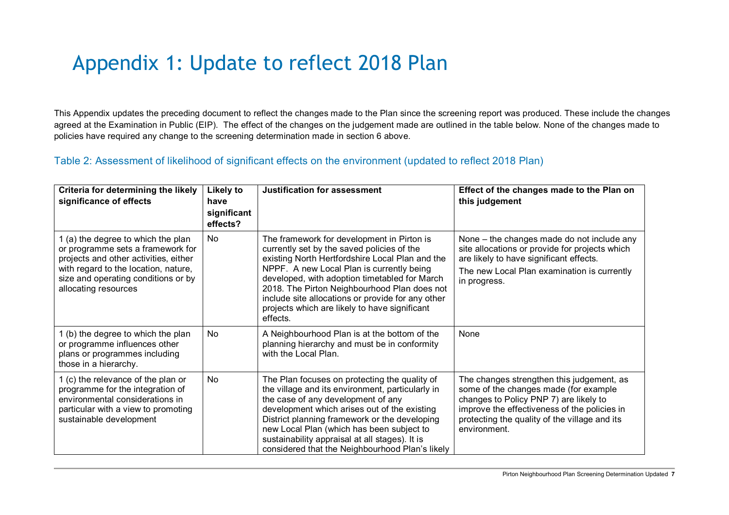# Appendix 1: Update to reflect 2018 Plan

This Appendix updates the preceding document to reflect the changes made to the Plan since the screening report was produced. These include the changes agreed at the Examination in Public (EIP). The effect of the changes on the judgement made are outlined in the table below. None of the changes made to policies have required any change to the screening determination made in section 6 above.

## Table 2: Assessment of likelihood of significant effects on the environment (updated to reflect 2018 Plan)

| Criteria for determining the likely significance of effects | Likely to have significant effects? | Justification for assessment | Effect of the changes made to the Plan on this judgement |
| --- | --- | --- | --- |
| 1 (a) the degree to which the plan or programme sets a framework for projects and other activities, either with regard to the location, nature, size and operating conditions or by allocating resources | No | The framework for development in Pirton is currently set by the saved policies of the existing North Hertfordshire Local Plan and the NPPF. A new Local Plan is currently being developed, with adoption timetabled for March 2018. The Pirton Neighbourhood Plan does not include site allocations or provide for any other projects which are likely to have significant effects. | None – the changes made do not include any site allocations or provide for projects which are likely to have significant effects.<br>The new Local Plan examination is currently in progress. |
| 1 (b) the degree to which the plan or programme influences other plans or programmes including those in a hierarchy. | No | A Neighbourhood Plan is at the bottom of the planning hierarchy and must be in conformity with the Local Plan. | None |
| 1 (c) the relevance of the plan or programme for the integration of environmental considerations in particular with a view to promoting sustainable development | No | The Plan focuses on protecting the quality of the village and its environment, particularly in the case of any development which arises out of the existing District planning framework or the developing new Local Plan (which has been subject to sustainability appraisal at all stages). It is considered that the Neighbourhood Plan's likely | The changes strengthen this judgement, as some of the changes made (for example changes to Policy PNP 7) are likely to improve the effectiveness of the policies in protecting the quality of the village and its environment. |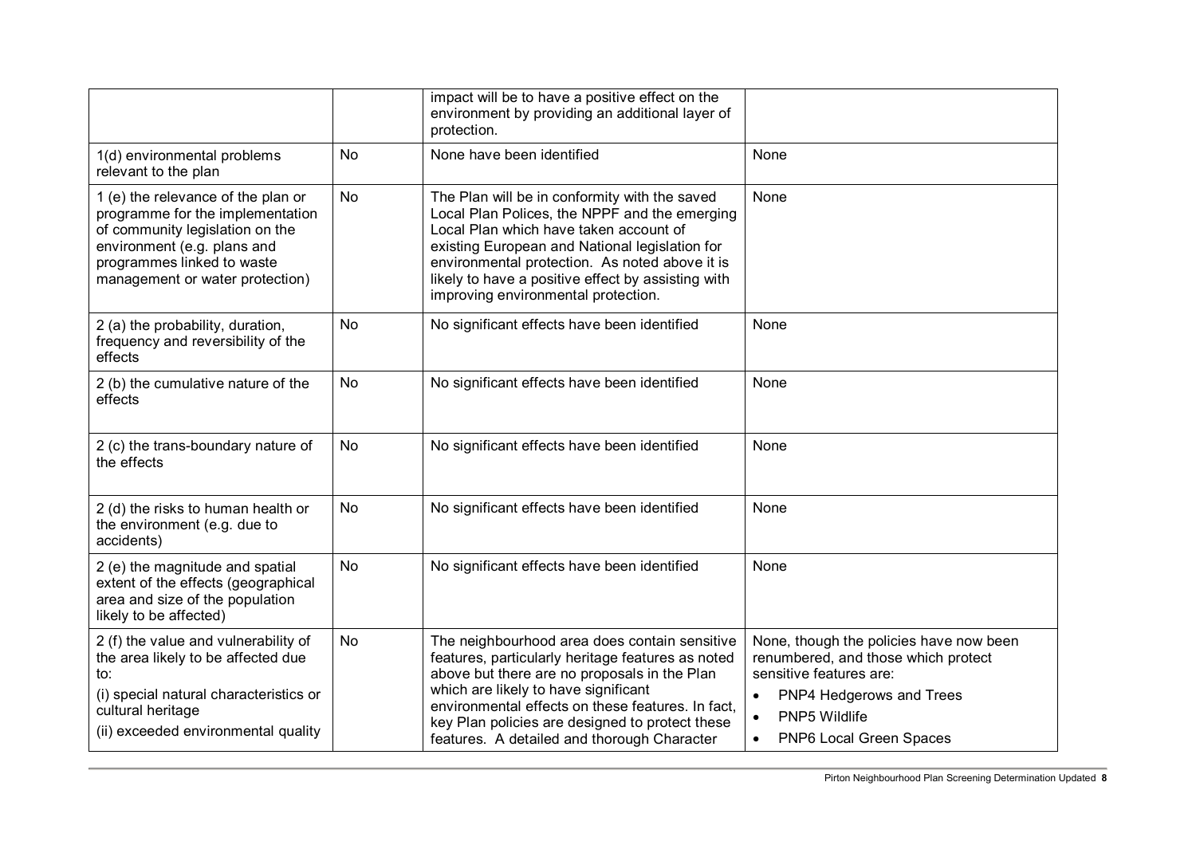| | | | |
|---|---|---|---|
| | | impact will be to have a positive effect on the environment by providing an additional layer of protection. | |
| 1(d) environmental problems relevant to the plan | No | None have been identified | None |
| 1 (e) the relevance of the plan or programme for the implementation of community legislation on the environment (e.g. plans and programmes linked to waste management or water protection) | No | The Plan will be in conformity with the saved Local Plan Polices, the NPPF and the emerging Local Plan which have taken account of existing European and National legislation for environmental protection. As noted above it is likely to have a positive effect by assisting with improving environmental protection. | None |
| 2 (a) the probability, duration, frequency and reversibility of the effects | No | No significant effects have been identified | None |
| 2 (b) the cumulative nature of the effects | No | No significant effects have been identified | None |
| 2 (c) the trans-boundary nature of the effects | No | No significant effects have been identified | None |
| 2 (d) the risks to human health or the environment (e.g. due to accidents) | No | No significant effects have been identified | None |
| 2 (e) the magnitude and spatial extent of the effects (geographical area and size of the population likely to be affected) | No | No significant effects have been identified | None |
| 2 (f) the value and vulnerability of the area likely to be affected due to: (i) special natural characteristics or cultural heritage (ii) exceeded environmental quality | No | The neighbourhood area does contain sensitive features, particularly heritage features as noted above but there are no proposals in the Plan which are likely to have significant environmental effects on these features. In fact, key Plan policies are designed to protect these features. A detailed and thorough Character | None, though the policies have now been renumbered, and those which protect sensitive features are: <br>• PNP4 Hedgerows and Trees <br>• PNP5 Wildlife <br>• PNP6 Local Green Spaces |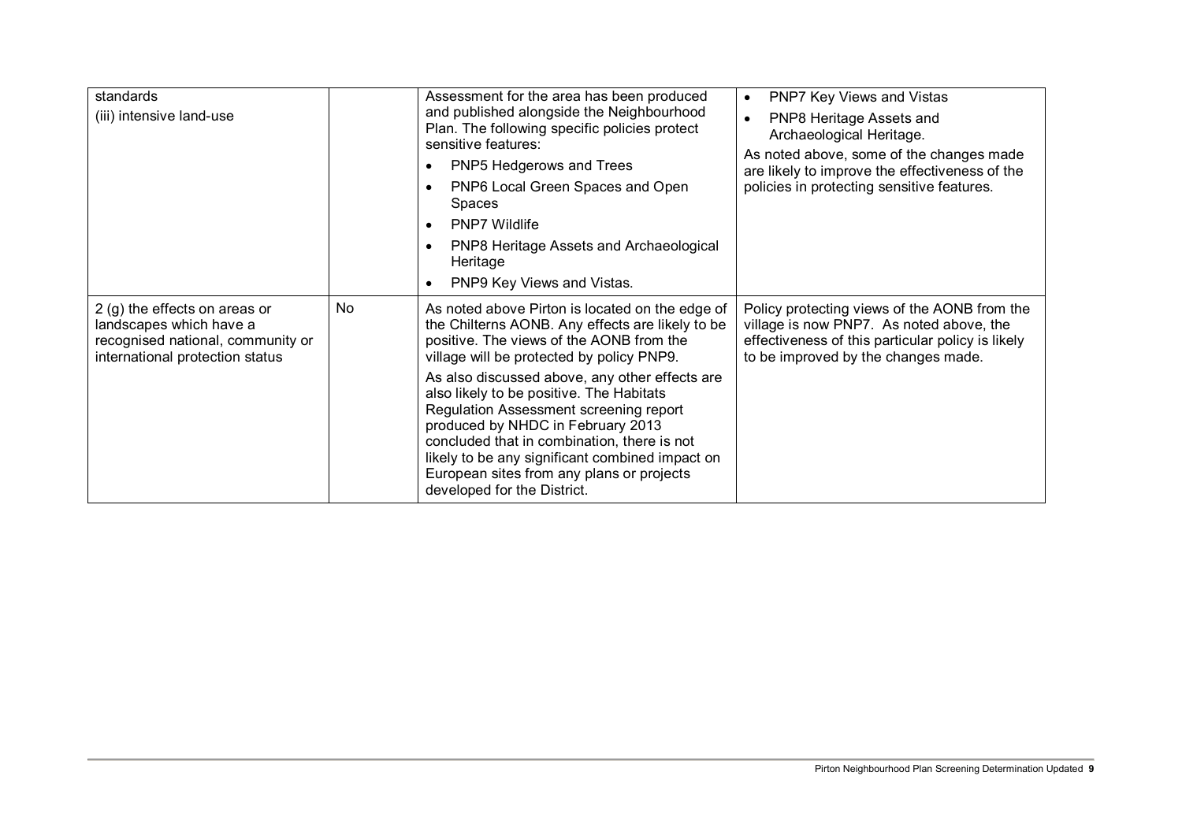| | | | |
|---|---|---|---|
| standards<br>(iii) intensive land-use | | Assessment for the area has been produced and published alongside the Neighbourhood Plan. The following specific policies protect sensitive features:<br>• PNP5 Hedgerows and Trees<br>• PNP6 Local Green Spaces and Open Spaces<br>• PNP7 Wildlife<br>• PNP8 Heritage Assets and Archaeological Heritage<br>• PNP9 Key Views and Vistas. | • PNP7 Key Views and Vistas<br>• PNP8 Heritage Assets and Archaeological Heritage.<br>As noted above, some of the changes made are likely to improve the effectiveness of the policies in protecting sensitive features. |
| 2 (g) the effects on areas or landscapes which have a recognised national, community or international protection status | No | As noted above Pirton is located on the edge of the Chilterns AONB. Any effects are likely to be positive. The views of the AONB from the village will be protected by policy PNP9.<br>As also discussed above, any other effects are also likely to be positive. The Habitats Regulation Assessment screening report produced by NHDC in February 2013 concluded that in combination, there is not likely to be any significant combined impact on European sites from any plans or projects developed for the District. | Policy protecting views of the AONB from the village is now PNP7. As noted above, the effectiveness of this particular policy is likely to be improved by the changes made. |